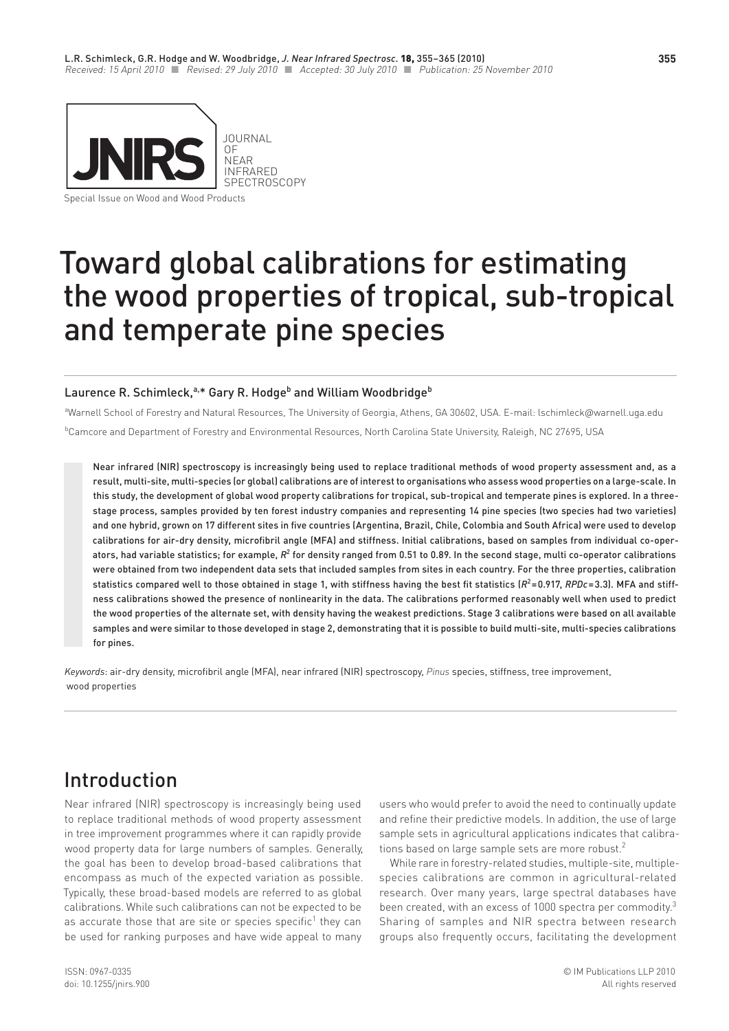Special Issue on Wood and Wood Products

# Toward global calibrations for estimating the wood properties of tropical, sub-tropical and temperate pine species

Laurence R. Schimleck,[a,*] Gary R. Hodge[b] and William Woodbridge[b]

[a]Warnell School of Forestry and Natural Resources, The University of Georgia, Athens, GA 30602, USA. E-mail: lschimleck@warnell.uga.edu

[b]Camcore and Department of Forestry and Environmental Resources, North Carolina State University, Raleigh, NC 27695, USA

Near infrared (NIR) spectroscopy is increasingly being used to replace traditional methods of wood property assessment and, as a result, multi-site, multi-species (or global) calibrations are of interest to organisations who assess wood properties on a large-scale. In this study, the development of global wood property calibrations for tropical, sub-tropical and temperate pines is explored. In a three-stage process, samples provided by ten forest industry companies and representing 14 pine species (two species had two varieties) and one hybrid, grown on 17 different sites in five countries (Argentina, Brazil, Chile, Colombia and South Africa) were used to develop calibrations for air-dry density, microfibril angle (MFA) and stiffness. Initial calibrations, based on samples from individual co-operators, had variable statistics; for example, $R^2$ for density ranged from 0.51 to 0.89. In the second stage, multi co-operator calibrations were obtained from two independent data sets that included samples from sites in each country. For the three properties, calibration statistics compared well to those obtained in stage 1, with stiffness having the best fit statistics ($R^2$=0.917, $RPDc$=3.3). MFA and stiffness calibrations showed the presence of nonlinearity in the data. The calibrations performed reasonably well when used to predict the wood properties of the alternate set, with density having the weakest predictions. Stage 3 calibrations were based on all available samples and were similar to those developed in stage 2, demonstrating that it is possible to build multi-site, multi-species calibrations for pines.

*Keywords*: air-dry density, microfibril angle (MFA), near infrared (NIR) spectroscopy, *Pinus* species, stiffness, tree improvement, wood properties

## Introduction

Near infrared (NIR) spectroscopy is increasingly being used to replace traditional methods of wood property assessment in tree improvement programmes where it can rapidly provide wood property data for large numbers of samples. Generally, the goal has been to develop broad-based calibrations that encompass as much of the expected variation as possible. Typically, these broad-based models are referred to as global calibrations. While such calibrations can not be expected to be as accurate those that are site or species specific[1] they can be used for ranking purposes and have wide appeal to many users who would prefer to avoid the need to continually update and refine their predictive models. In addition, the use of large sample sets in agricultural applications indicates that calibrations based on large sample sets are more robust.[2]

While rare in forestry-related studies, multiple-site, multiple-species calibrations are common in agricultural-related research. Over many years, large spectral databases have been created, with an excess of 1000 spectra per commodity.[3] Sharing of samples and NIR spectra between research groups also frequently occurs, facilitating the development

ISSN: 0967-0335
doi: 10.1255/jnirs.900

© IM Publications LLP 2010
All rights reserved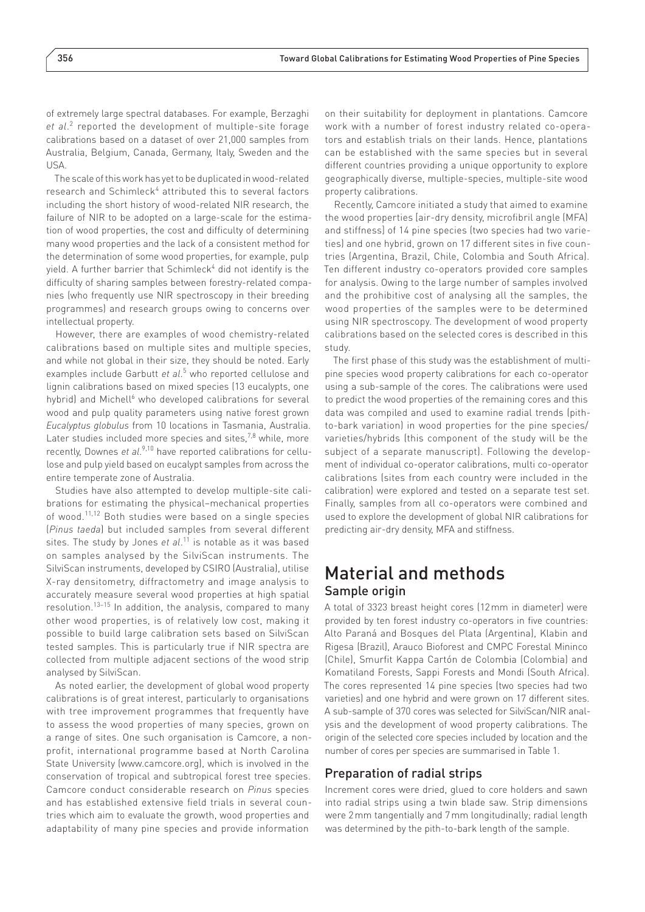of extremely large spectral databases. For example, Berzaghi *et al*.[2] reported the development of multiple-site forage calibrations based on a dataset of over 21,000 samples from Australia, Belgium, Canada, Germany, Italy, Sweden and the USA.

The scale of this work has yet to be duplicated in wood-related research and Schimleck[4] attributed this to several factors including the short history of wood-related NIR research, the failure of NIR to be adopted on a large-scale for the estimation of wood properties, the cost and difficulty of determining many wood properties and the lack of a consistent method for the determination of some wood properties, for example, pulp yield. A further barrier that Schimleck[4] did not identify is the difficulty of sharing samples between forestry-related companies (who frequently use NIR spectroscopy in their breeding programmes) and research groups owing to concerns over intellectual property.

However, there are examples of wood chemistry-related calibrations based on multiple sites and multiple species, and while not global in their size, they should be noted. Early examples include Garbutt *et al*.[5] who reported cellulose and lignin calibrations based on mixed species (13 eucalypts, one hybrid) and Michell[6] who developed calibrations for several wood and pulp quality parameters using native forest grown *Eucalyptus globulus* from 10 locations in Tasmania, Australia. Later studies included more species and sites,[7,8] while, more recently, Downes *et al*.[9,10] have reported calibrations for cellulose and pulp yield based on eucalypt samples from across the entire temperate zone of Australia.

Studies have also attempted to develop multiple-site calibrations for estimating the physical–mechanical properties of wood.[11,12] Both studies were based on a single species (*Pinus taeda*) but included samples from several different sites. The study by Jones *et al*.[11] is notable as it was based on samples analysed by the SilviScan instruments. The SilviScan instruments, developed by CSIRO (Australia), utilise X-ray densitometry, diffractometry and image analysis to accurately measure several wood properties at high spatial resolution.[13–15] In addition, the analysis, compared to many other wood properties, is of relatively low cost, making it possible to build large calibration sets based on SilviScan tested samples. This is particularly true if NIR spectra are collected from multiple adjacent sections of the wood strip analysed by SilviScan.

As noted earlier, the development of global wood property calibrations is of great interest, particularly to organisations with tree improvement programmes that frequently have to assess the wood properties of many species, grown on a range of sites. One such organisation is Camcore, a non-profit, international programme based at North Carolina State University (www.camcore.org), which is involved in the conservation of tropical and subtropical forest tree species. Camcore conduct considerable research on *Pinus* species and has established extensive field trials in several countries which aim to evaluate the growth, wood properties and adaptability of many pine species and provide information on their suitability for deployment in plantations. Camcore work with a number of forest industry related co-operators and establish trials on their lands. Hence, plantations can be established with the same species but in several different countries providing a unique opportunity to explore geographically diverse, multiple-species, multiple-site wood property calibrations.

Recently, Camcore initiated a study that aimed to examine the wood properties (air-dry density, microfibril angle (MFA) and stiffness) of 14 pine species (two species had two varieties) and one hybrid, grown on 17 different sites in five countries (Argentina, Brazil, Chile, Colombia and South Africa). Ten different industry co-operators provided core samples for analysis. Owing to the large number of samples involved and the prohibitive cost of analysing all the samples, the wood properties of the samples were to be determined using NIR spectroscopy. The development of wood property calibrations based on the selected cores is described in this study.

The first phase of this study was the establishment of multi-pine species wood property calibrations for each co-operator using a sub-sample of the cores. The calibrations were used to predict the wood properties of the remaining cores and this data was compiled and used to examine radial trends (pith-to-bark variation) in wood properties for the pine species/varieties/hybrids (this component of the study will be the subject of a separate manuscript). Following the development of individual co-operator calibrations, multi co-operator calibrations (sites from each country were included in the calibration) were explored and tested on a separate test set. Finally, samples from all co-operators were combined and used to explore the development of global NIR calibrations for predicting air-dry density, MFA and stiffness.

# Material and methods

## Sample origin

A total of 3323 breast height cores (12 mm in diameter) were provided by ten forest industry co-operators in five countries: Alto Paraná and Bosques del Plata (Argentina), Klabin and Rigesa (Brazil), Arauco Bioforest and CMPC Forestal Mininco (Chile), Smurfit Kappa Cartón de Colombia (Colombia) and Komatiland Forests, Sappi Forests and Mondi (South Africa). The cores represented 14 pine species (two species had two varieties) and one hybrid and were grown on 17 different sites. A sub-sample of 370 cores was selected for SilviScan/NIR analysis and the development of wood property calibrations. The origin of the selected core species included by location and the number of cores per species are summarised in Table 1.

## Preparation of radial strips

Increment cores were dried, glued to core holders and sawn into radial strips using a twin blade saw. Strip dimensions were 2 mm tangentially and 7 mm longitudinally; radial length was determined by the pith-to-bark length of the sample.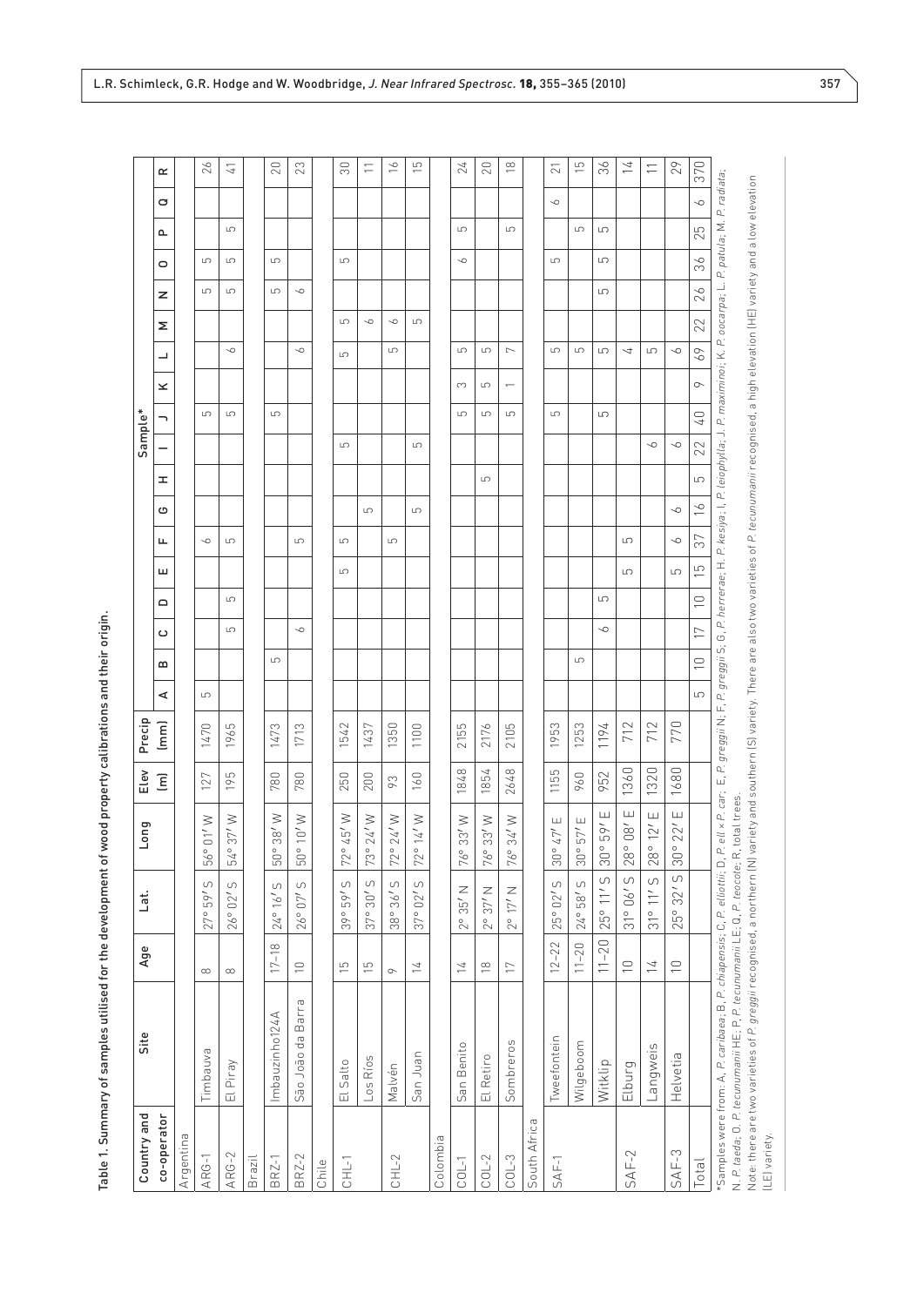**Table 1. Summary of samples utilised for the development of wood property calibrations and their origin.**

| Country and co-operator | Site | Age | Lat. | Long | Elev (m) | Precip (mm) | Sample* | | | | | | | | | | | | | | | | | |
|---|---|---|---|---|---|---|---|---|---|---|---|---|---|---|---|---|---|---|---|---|---|---|---|---|
| | | | | | | | A | B | C | D | E | F | G | H | I | J | K | L | M | N | O | P | Q | R |
| Argentina | | | | | | | | | | | | | | | | | | | | | | | | |
| ARG-1 | Timbauva | 8 | 27° 59′ S | 56° 01′ W | 127 | 1470 | 5 | | | | | 6 | | | | 5 | | | | 5 | 5 | | | 26 |
| ARG-2 | El Piray | 8 | 26° 02′ S | 54° 37′ W | 195 | 1965 | | | 5 | 5 | | 5 | | | | 5 | | 6 | | 5 | 5 | 5 | | 41 |
| Brazil | | | | | | | | | | | | | | | | | | | | | | | | |
| BRZ-1 | Imbauzinho124A | 17–18 | 24° 16′ S | 50° 38′ W | 780 | 1473 | | 5 | | | | | | | | 5 | | | | 5 | 5 | | | 20 |
| BRZ-2 | São João da Barra | 10 | 26° 07′ S | 50° 10′ W | 780 | 1713 | | | 6 | | | 5 | | | | | | 6 | | 6 | | | | 23 |
| Chile | | | | | | | | | | | | | | | | | | | | | | | | |
| CHL-1 | El Salto | 15 | 39° 59′ S | 72° 45′ W | 250 | 1542 | | | | | 5 | 5 | | | 5 | | | 5 | 5 | | 5 | | | 30 |
| | Los Ríos | 15 | 37° 30′ S | 73° 24′ W | 200 | 1437 | | | | | | | 5 | | | | | | 6 | | | | | 11 |
| CHL-2 | Malvén | 9 | 38° 36′ S | 72° 24′ W | 93 | 1350 | | | | | | 5 | | | | | | 5 | 6 | | | | | 16 |
| | San Juan | 14 | 37° 02′ S | 72° 14′ W | 160 | 1100 | | | | | | | 5 | | 5 | | | | 5 | | | | | 15 |
| Colombia | | | | | | | | | | | | | | | | | | | | | | | | |
| COL-1 | San Benito | 14 | 2° 35′ N | 76° 33′ W | 1848 | 2155 | | | | | | | | | | 5 | 3 | 5 | | | 6 | 5 | | 24 |
| COL-2 | El Retiro | 18 | 2° 37′ N | 76° 33′ W | 1854 | 2176 | | | | | | | | 5 | | 5 | 5 | 5 | | | | | | 20 |
| COL-3 | Sombreros | 17 | 2° 17′ N | 76° 34′ W | 2648 | 2105 | | | | | | | | | | 5 | 1 | 7 | | | | 5 | | 18 |
| South Africa | | | | | | | | | | | | | | | | | | | | | | | | |
| SAF-1 | Tweefontein | 12–22 | 25° 02′ S | 30° 47′ E | 1155 | 1953 | | | | | | | | | | 5 | | 5 | | | 5 | | 6 | 21 |
| | Wilgeboom | 11–20 | 24° 58′ S | 30° 57′ E | 960 | 1253 | | 5 | | | | | | | | | | 5 | | | | 5 | | 15 |
| | Witklip | 11–20 | 25° 11′ S | 30° 59′ E | 952 | 1194 | | | 6 | 5 | | | | | | 5 | | 5 | | 5 | 5 | 5 | | 36 |
| SAF-2 | Elburg | 10 | 31° 06′ S | 28° 08′ E | 1360 | 712 | | | | | 5 | 5 | | | | | | 4 | | | | | | 14 |
| | Langweis | 14 | 31° 11′ S | 28° 12′ E | 1320 | 712 | | | | | | | | | 6 | | | 5 | | | | | | 11 |
| SAF-3 | Helvetia | 10 | 25° 32′ S | 30° 22′ E | 1680 | 770 | | | | | 5 | 6 | 6 | | 6 | | | 6 | | | | | | 29 |
| Total | | | | | | | 5 | 10 | 17 | 10 | 15 | 37 | 16 | 5 | 22 | 40 | 9 | 69 | 22 | 26 | 36 | 25 | 6 | 370 |

*Samples were from: A, *P. caribaea*; B, *P. chiapensis*; C, *P. elliottii*; D, *P. ell* × *P. car*; E, *P. greggii* N; F, *P. greggii* S; G, *P. herrerae*; H, *P. kesiya*; I, *P. leiophylla*; J, *P. maximinoi*; K, *P. oocarpa*; L, *P. patula*; M, *P. radiata*; N, *P. taeda*; O, *P. tecunumanii* HE; P, *P. tecunumanii* LE; Q, *P. teocote*; R, total trees.

Note: there are two varieties of *P. greggii* recognised, a northern (N) variety and southern (S) variety. There are also two varieties of *P. tecunumanii* recognised, a high elevation (HE) variety and a low elevation (LE) variety.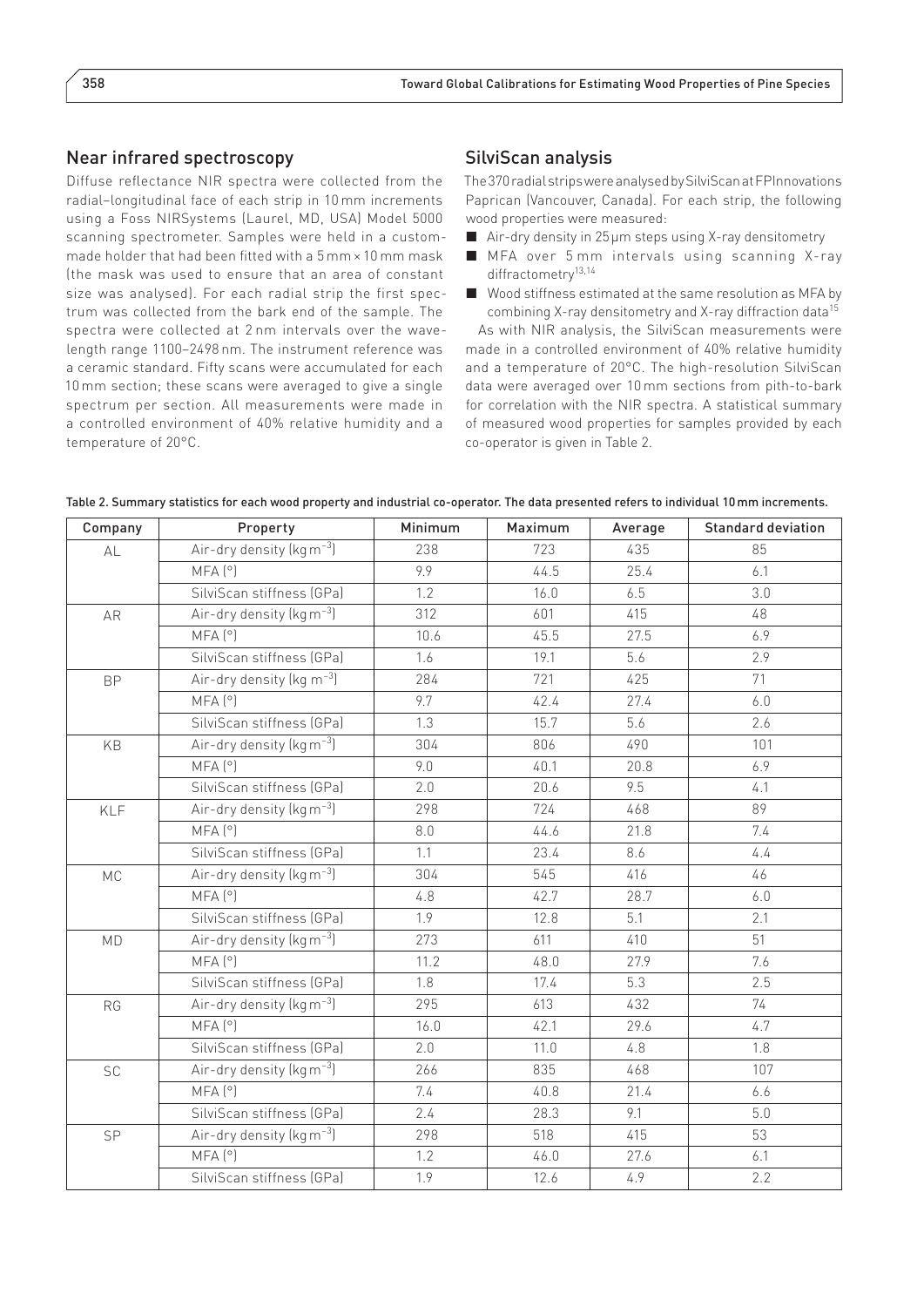## Near infrared spectroscopy

Diffuse reflectance NIR spectra were collected from the radial–longitudinal face of each strip in 10 mm increments using a Foss NIRSystems (Laurel, MD, USA) Model 5000 scanning spectrometer. Samples were held in a custom-made holder that had been fitted with a 5 mm × 10 mm mask (the mask was used to ensure that an area of constant size was analysed). For each radial strip the first spectrum was collected from the bark end of the sample. The spectra were collected at 2 nm intervals over the wavelength range 1100–2498 nm. The instrument reference was a ceramic standard. Fifty scans were accumulated for each 10 mm section; these scans were averaged to give a single spectrum per section. All measurements were made in a controlled environment of 40% relative humidity and a temperature of 20°C.

## SilviScan analysis

The 370 radial strips were analysed by SilviScan at FPInnovations Paprican (Vancouver, Canada). For each strip, the following wood properties were measured:

- Air-dry density in 25 μm steps using X-ray densitometry
- MFA over 5 mm intervals using scanning X-ray diffractometry[13,14]
- Wood stiffness estimated at the same resolution as MFA by combining X-ray densitometry and X-ray diffraction data[15]

As with NIR analysis, the SilviScan measurements were made in a controlled environment of 40% relative humidity and a temperature of 20°C. The high-resolution SilviScan data were averaged over 10 mm sections from pith-to-bark for correlation with the NIR spectra. A statistical summary of measured wood properties for samples provided by each co-operator is given in Table 2.

**Table 2. Summary statistics for each wood property and industrial co-operator. The data presented refers to individual 10 mm increments.**

| Company | Property | Minimum | Maximum | Average | Standard deviation |
|---|---|---|---|---|---|
| AL | Air-dry density (kg m$^{-3}$) | 238 | 723 | 435 | 85 |
| | MFA (°) | 9.9 | 44.5 | 25.4 | 6.1 |
| | SilviScan stiffness (GPa) | 1.2 | 16.0 | 6.5 | 3.0 |
| AR | Air-dry density (kg m$^{-3}$) | 312 | 601 | 415 | 48 |
| | MFA (°) | 10.6 | 45.5 | 27.5 | 6.9 |
| | SilviScan stiffness (GPa) | 1.6 | 19.1 | 5.6 | 2.9 |
| BP | Air-dry density (kg m$^{-3}$) | 284 | 721 | 425 | 71 |
| | MFA (°) | 9.7 | 42.4 | 27.4 | 6.0 |
| | SilviScan stiffness (GPa) | 1.3 | 15.7 | 5.6 | 2.6 |
| KB | Air-dry density (kg m$^{-3}$) | 304 | 806 | 490 | 101 |
| | MFA (°) | 9.0 | 40.1 | 20.8 | 6.9 |
| | SilviScan stiffness (GPa) | 2.0 | 20.6 | 9.5 | 4.1 |
| KLF | Air-dry density (kg m$^{-3}$) | 298 | 724 | 468 | 89 |
| | MFA (°) | 8.0 | 44.6 | 21.8 | 7.4 |
| | SilviScan stiffness (GPa) | 1.1 | 23.4 | 8.6 | 4.4 |
| MC | Air-dry density (kg m$^{-3}$) | 304 | 545 | 416 | 46 |
| | MFA (°) | 4.8 | 42.7 | 28.7 | 6.0 |
| | SilviScan stiffness (GPa) | 1.9 | 12.8 | 5.1 | 2.1 |
| MD | Air-dry density (kg m$^{-3}$) | 273 | 611 | 410 | 51 |
| | MFA (°) | 11.2 | 48.0 | 27.9 | 7.6 |
| | SilviScan stiffness (GPa) | 1.8 | 17.4 | 5.3 | 2.5 |
| RG | Air-dry density (kg m$^{-3}$) | 295 | 613 | 432 | 74 |
| | MFA (°) | 16.0 | 42.1 | 29.6 | 4.7 |
| | SilviScan stiffness (GPa) | 2.0 | 11.0 | 4.8 | 1.8 |
| SC | Air-dry density (kg m$^{-3}$) | 266 | 835 | 468 | 107 |
| | MFA (°) | 7.4 | 40.8 | 21.4 | 6.6 |
| | SilviScan stiffness (GPa) | 2.4 | 28.3 | 9.1 | 5.0 |
| SP | Air-dry density (kg m$^{-3}$) | 298 | 518 | 415 | 53 |
| | MFA (°) | 1.2 | 46.0 | 27.6 | 6.1 |
| | SilviScan stiffness (GPa) | 1.9 | 12.6 | 4.9 | 2.2 |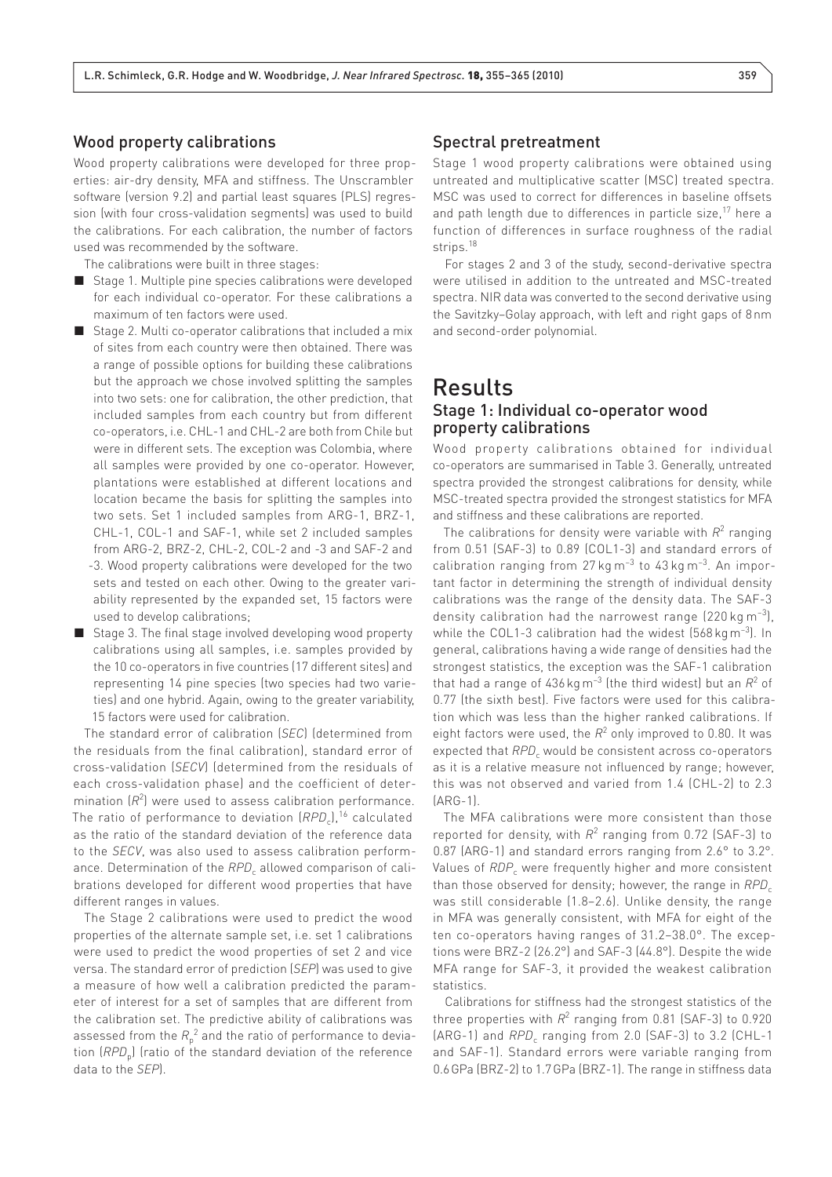## Wood property calibrations

Wood property calibrations were developed for three properties: air-dry density, MFA and stiffness. The Unscrambler software (version 9.2) and partial least squares (PLS) regression (with four cross-validation segments) was used to build the calibrations. For each calibration, the number of factors used was recommended by the software.

The calibrations were built in three stages:

- Stage 1. Multiple pine species calibrations were developed for each individual co-operator. For these calibrations a maximum of ten factors were used.
- Stage 2. Multi co-operator calibrations that included a mix of sites from each country were then obtained. There was a range of possible options for building these calibrations but the approach we chose involved splitting the samples into two sets: one for calibration, the other prediction, that included samples from each country but from different co-operators, i.e. CHL-1 and CHL-2 are both from Chile but were in different sets. The exception was Colombia, where all samples were provided by one co-operator. However, plantations were established at different locations and location became the basis for splitting the samples into two sets. Set 1 included samples from ARG-1, BRZ-1, CHL-1, COL-1 and SAF-1, while set 2 included samples from ARG-2, BRZ-2, CHL-2, COL-2 and -3 and SAF-2 and -3. Wood property calibrations were developed for the two sets and tested on each other. Owing to the greater variability represented by the expanded set, 15 factors were used to develop calibrations;
- Stage 3. The final stage involved developing wood property calibrations using all samples, i.e. samples provided by the 10 co-operators in five countries (17 different sites) and representing 14 pine species (two species had two varieties) and one hybrid. Again, owing to the greater variability, 15 factors were used for calibration.

The standard error of calibration (*SEC*) (determined from the residuals from the final calibration), standard error of cross-validation (*SECV*) (determined from the residuals of each cross-validation phase) and the coefficient of determination ($R^2$) were used to assess calibration performance. The ratio of performance to deviation ($RPD_c$),[16] calculated as the ratio of the standard deviation of the reference data to the *SECV*, was also used to assess calibration performance. Determination of the $RPD_c$ allowed comparison of calibrations developed for different wood properties that have different ranges in values.

The Stage 2 calibrations were used to predict the wood properties of the alternate sample set, i.e. set 1 calibrations were used to predict the wood properties of set 2 and vice versa. The standard error of prediction (*SEP*) was used to give a measure of how well a calibration predicted the parameter of interest for a set of samples that are different from the calibration set. The predictive ability of calibrations was assessed from the $R_p^2$ and the ratio of performance to deviation ($RPD_p$) (ratio of the standard deviation of the reference data to the *SEP*).

## Spectral pretreatment

Stage 1 wood property calibrations were obtained using untreated and multiplicative scatter (MSC) treated spectra. MSC was used to correct for differences in baseline offsets and path length due to differences in particle size,[17] here a function of differences in surface roughness of the radial strips.[18]

For stages 2 and 3 of the study, second-derivative spectra were utilised in addition to the untreated and MSC-treated spectra. NIR data was converted to the second derivative using the Savitzky–Golay approach, with left and right gaps of 8 nm and second-order polynomial.

# Results

## Stage 1: Individual co-operator wood property calibrations

Wood property calibrations obtained for individual co-operators are summarised in Table 3. Generally, untreated spectra provided the strongest calibrations for density, while MSC-treated spectra provided the strongest statistics for MFA and stiffness and these calibrations are reported.

The calibrations for density were variable with $R^2$ ranging from 0.51 (SAF-3) to 0.89 (COL1-3) and standard errors of calibration ranging from $27\,\mathrm{kg\,m^{-3}}$ to $43\,\mathrm{kg\,m^{-3}}$. An important factor in determining the strength of individual density calibrations was the range of the density data. The SAF-3 density calibration had the narrowest range ($220\,\mathrm{kg\,m^{-3}}$), while the COL1-3 calibration had the widest ($568\,\mathrm{kg\,m^{-3}}$). In general, calibrations having a wide range of densities had the strongest statistics, the exception was the SAF-1 calibration that had a range of $436\,\mathrm{kg\,m^{-3}}$ (the third widest) but an $R^2$ of 0.77 (the sixth best). Five factors were used for this calibration which was less than the higher ranked calibrations. If eight factors were used, the $R^2$ only improved to 0.80. It was expected that $RPD_c$ would be consistent across co-operators as it is a relative measure not influenced by range; however, this was not observed and varied from 1.4 (CHL-2) to 2.3 (ARG-1).

The MFA calibrations were more consistent than those reported for density, with $R^2$ ranging from 0.72 (SAF-3) to 0.87 (ARG-1) and standard errors ranging from 2.6° to 3.2°. Values of $RDP_c$ were frequently higher and more consistent than those observed for density; however, the range in $RPD_c$ was still considerable (1.8–2.6). Unlike density, the range in MFA was generally consistent, with MFA for eight of the ten co-operators having ranges of 31.2–38.0°. The exceptions were BRZ-2 (26.2°) and SAF-3 (44.8°). Despite the wide MFA range for SAF-3, it provided the weakest calibration statistics.

Calibrations for stiffness had the strongest statistics of the three properties with $R^2$ ranging from 0.81 (SAF-3) to 0.920 (ARG-1) and $RPD_c$ ranging from 2.0 (SAF-3) to 3.2 (CHL-1 and SAF-1). Standard errors were variable ranging from 0.6 GPa (BRZ-2) to 1.7 GPa (BRZ-1). The range in stiffness data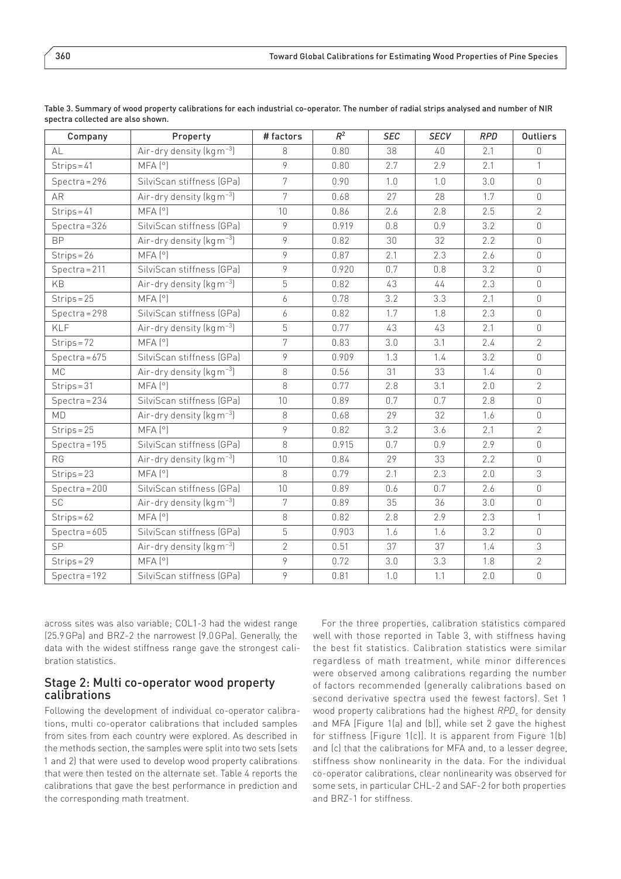Table 3. Summary of wood property calibrations for each industrial co-operator. The number of radial strips analysed and number of NIR spectra collected are also shown.

| Company | Property | # factors | $R^2$ | *SEC* | *SECV* | *RPD* | Outliers |
|---|---|---|---|---|---|---|---|
| AL | Air-dry density ($kg\,m^{-3}$) | 8 | 0.80 | 38 | 40 | 2.1 | 0 |
| Strips = 41 | MFA (°) | 9 | 0.80 | 2.7 | 2.9 | 2.1 | 1 |
| Spectra = 296 | SilviScan stiffness (GPa) | 7 | 0.90 | 1.0 | 1.0 | 3.0 | 0 |
| AR | Air-dry density ($kg\,m^{-3}$) | 7 | 0.68 | 27 | 28 | 1.7 | 0 |
| Strips = 41 | MFA (°) | 10 | 0.86 | 2.6 | 2.8 | 2.5 | 2 |
| Spectra = 326 | SilviScan stiffness (GPa) | 9 | 0.919 | 0.8 | 0.9 | 3.2 | 0 |
| BP | Air-dry density ($kg\,m^{-3}$) | 9 | 0.82 | 30 | 32 | 2.2 | 0 |
| Strips = 26 | MFA (°) | 9 | 0.87 | 2.1 | 2.3 | 2.6 | 0 |
| Spectra = 211 | SilviScan stiffness (GPa) | 9 | 0.920 | 0.7 | 0.8 | 3.2 | 0 |
| KB | Air-dry density ($kg\,m^{-3}$) | 5 | 0.82 | 43 | 44 | 2.3 | 0 |
| Strips = 25 | MFA (°) | 6 | 0.78 | 3.2 | 3.3 | 2.1 | 0 |
| Spectra = 298 | SilviScan stiffness (GPa) | 6 | 0.82 | 1.7 | 1.8 | 2.3 | 0 |
| KLF | Air-dry density ($kg\,m^{-3}$) | 5 | 0.77 | 43 | 43 | 2.1 | 0 |
| Strips = 72 | MFA (°) | 7 | 0.83 | 3.0 | 3.1 | 2.4 | 2 |
| Spectra = 675 | SilviScan stiffness (GPa) | 9 | 0.909 | 1.3 | 1.4 | 3.2 | 0 |
| MC | Air-dry density ($kg\,m^{-3}$) | 8 | 0.56 | 31 | 33 | 1.4 | 0 |
| Strips = 31 | MFA (°) | 8 | 0.77 | 2.8 | 3.1 | 2.0 | 2 |
| Spectra = 234 | SilviScan stiffness (GPa) | 10 | 0.89 | 0.7 | 0.7 | 2.8 | 0 |
| MD | Air-dry density ($kg\,m^{-3}$) | 8 | 0.68 | 29 | 32 | 1.6 | 0 |
| Strips = 25 | MFA (°) | 9 | 0.82 | 3.2 | 3.6 | 2.1 | 2 |
| Spectra = 195 | SilviScan stiffness (GPa) | 8 | 0.915 | 0.7 | 0.9 | 2.9 | 0 |
| RG | Air-dry density ($kg\,m^{-3}$) | 10 | 0.84 | 29 | 33 | 2.2 | 0 |
| Strips = 23 | MFA (°) | 8 | 0.79 | 2.1 | 2.3 | 2.0 | 3 |
| Spectra = 200 | SilviScan stiffness (GPa) | 10 | 0.89 | 0.6 | 0.7 | 2.6 | 0 |
| SC | Air-dry density ($kg\,m^{-3}$) | 7 | 0.89 | 35 | 36 | 3.0 | 0 |
| Strips = 62 | MFA (°) | 8 | 0.82 | 2.8 | 2.9 | 2.3 | 1 |
| Spectra = 605 | SilviScan stiffness (GPa) | 5 | 0.903 | 1.6 | 1.6 | 3.2 | 0 |
| SP | Air-dry density ($kg\,m^{-3}$) | 2 | 0.51 | 37 | 37 | 1.4 | 3 |
| Strips = 29 | MFA (°) | 9 | 0.72 | 3.0 | 3.3 | 1.8 | 2 |
| Spectra = 192 | SilviScan stiffness (GPa) | 9 | 0.81 | 1.0 | 1.1 | 2.0 | 0 |

across sites was also variable; COL1-3 had the widest range (25.9 GPa) and BRZ-2 the narrowest (9.0 GPa). Generally, the data with the widest stiffness range gave the strongest calibration statistics.

## Stage 2: Multi co-operator wood property calibrations

Following the development of individual co-operator calibrations, multi co-operator calibrations that included samples from sites from each country were explored. As described in the methods section, the samples were split into two sets (sets 1 and 2) that were used to develop wood property calibrations that were then tested on the alternate set. Table 4 reports the calibrations that gave the best performance in prediction and the corresponding math treatment.

For the three properties, calibration statistics compared well with those reported in Table 3, with stiffness having the best fit statistics. Calibration statistics were similar regardless of math treatment, while minor differences were observed among calibrations regarding the number of factors recommended (generally calibrations based on second derivative spectra used the fewest factors). Set 1 wood property calibrations had the highest $RPD_c$ for density and MFA [Figure 1(a) and (b)], while set 2 gave the highest for stiffness [Figure 1(c)]. It is apparent from Figure 1(b) and (c) that the calibrations for MFA and, to a lesser degree, stiffness show nonlinearity in the data. For the individual co-operator calibrations, clear nonlinearity was observed for some sets, in particular CHL-2 and SAF-2 for both properties and BRZ-1 for stiffness.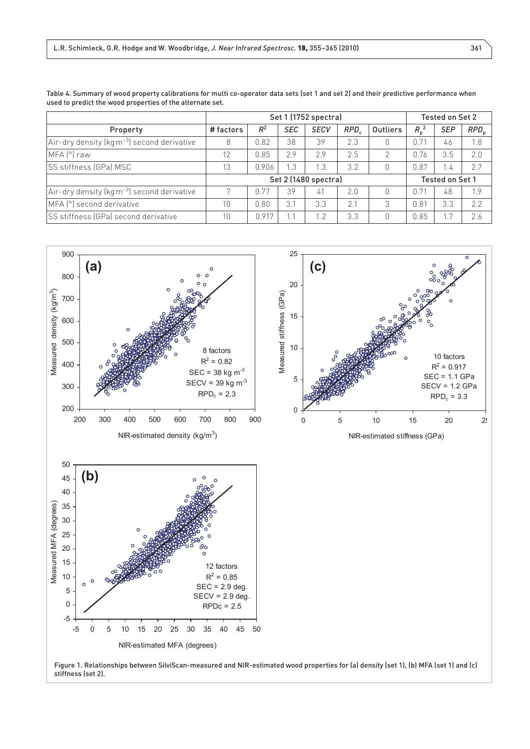Table 4. Summary of wood property calibrations for multi co-operator data sets (set 1 and set 2) and their predictive performance when used to predict the wood properties of the alternate set.

| Property | Set 1 (1752 spectra) | | | | | | Tested on Set 2 | | |
|---|---|---|---|---|---|---|---|---|---|
| | # factors | $R^2$ | *SEC* | *SECV* | $RPD_c$ | Outliers | $R_p^2$ | *SEP* | $RPD_p$ |
| Air-dry density (kg m$^{-3}$) second derivative | 8 | 0.82 | 38 | 39 | 2.3 | 0 | 0.71 | 46 | 1.8 |
| MFA (°) raw | 12 | 0.85 | 2.9 | 2.9 | 2.5 | 2 | 0.76 | 3.5 | 2.0 |
| SS stiffness (GPa) MSC | 13 | 0.906 | 1.3 | 1.3 | 3.2 | 0 | 0.87 | 1.4 | 2.7 |
| | Set 2 (1480 spectra) | | | | | | Tested on Set 1 | | |
| Air-dry density (kg m$^{-3}$) second derivative | 7 | 0.77 | 39 | 41 | 2.0 | 0 | 0.71 | 48 | 1.9 |
| MFA (°) second derivative | 10 | 0.80 | 3.1 | 3.3 | 2.1 | 3 | 0.81 | 3.3 | 2.2 |
| SS stiffness (GPa) second derivative | 10 | 0.917 | 1.1 | 1.2 | 3.3 | 0 | 0.85 | 1.7 | 2.6 |

Figure 1. Relationships between SilviScan-measured and NIR-estimated wood properties for (a) density (set 1), (b) MFA (set 1) and (c) stiffness (set 2).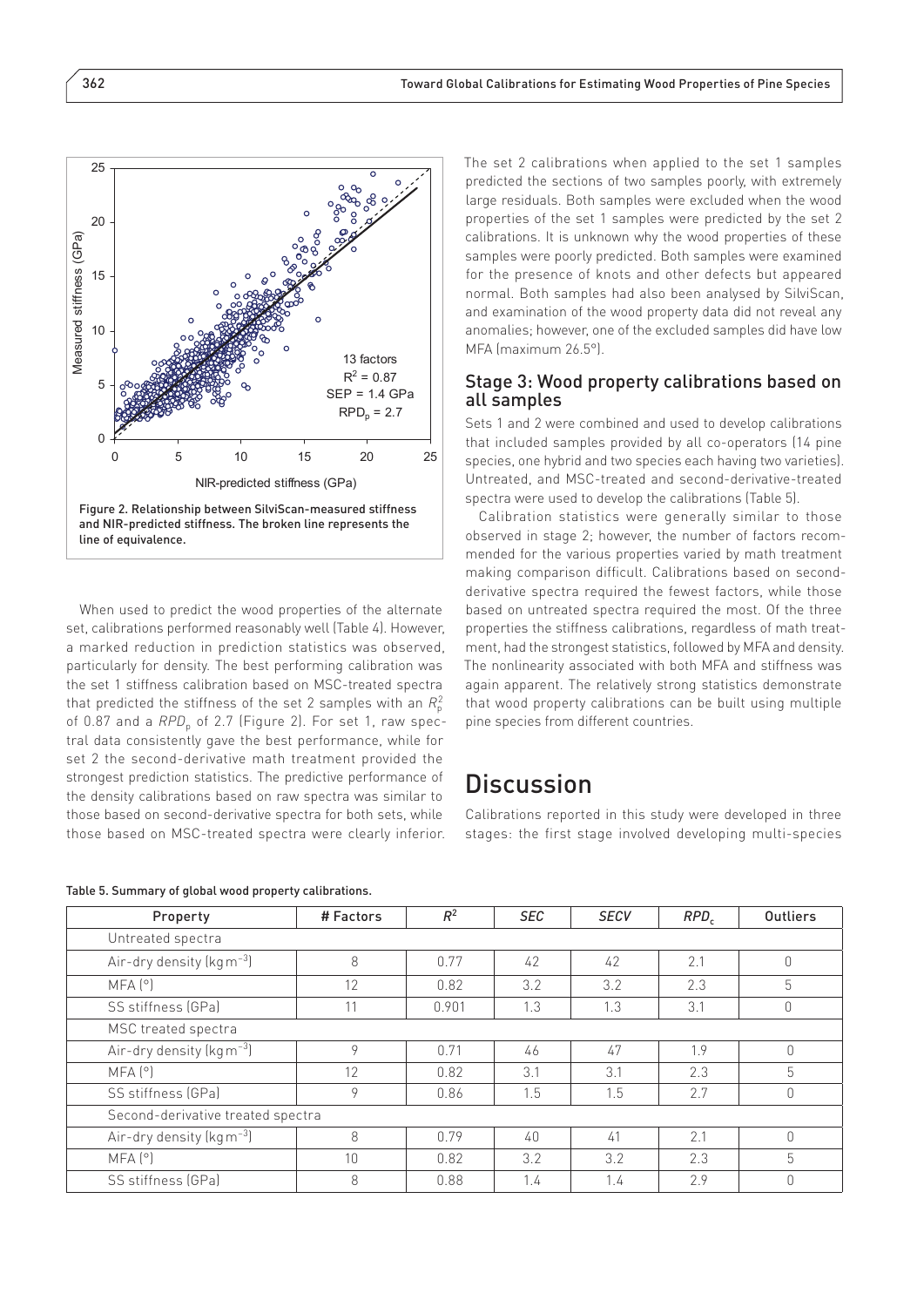Figure 2. Relationship between SilviScan-measured stiffness and NIR-predicted stiffness. The broken line represents the line of equivalence.

When used to predict the wood properties of the alternate set, calibrations performed reasonably well (Table 4). However, a marked reduction in prediction statistics was observed, particularly for density. The best performing calibration was the set 1 stiffness calibration based on MSC-treated spectra that predicted the stiffness of the set 2 samples with an $R_p^2$ of 0.87 and a $RPD_p$ of 2.7 (Figure 2). For set 1, raw spectral data consistently gave the best performance, while for set 2 the second-derivative math treatment provided the strongest prediction statistics. The predictive performance of the density calibrations based on raw spectra was similar to those based on second-derivative spectra for both sets, while those based on MSC-treated spectra were clearly inferior.

The set 2 calibrations when applied to the set 1 samples predicted the sections of two samples poorly, with extremely large residuals. Both samples were excluded when the wood properties of the set 1 samples were predicted by the set 2 calibrations. It is unknown why the wood properties of these samples were poorly predicted. Both samples were examined for the presence of knots and other defects but appeared normal. Both samples had also been analysed by SilviScan, and examination of the wood property data did not reveal any anomalies; however, one of the excluded samples did have low MFA (maximum 26.5°).

## Stage 3: Wood property calibrations based on all samples

Sets 1 and 2 were combined and used to develop calibrations that included samples provided by all co-operators (14 pine species, one hybrid and two species each having two varieties). Untreated, and MSC-treated and second-derivative-treated spectra were used to develop the calibrations (Table 5).

Calibration statistics were generally similar to those observed in stage 2; however, the number of factors recommended for the various properties varied by math treatment making comparison difficult. Calibrations based on second-derivative spectra required the fewest factors, while those based on untreated spectra required the most. Of the three properties the stiffness calibrations, regardless of math treatment, had the strongest statistics, followed by MFA and density. The nonlinearity associated with both MFA and stiffness was again apparent. The relatively strong statistics demonstrate that wood property calibrations can be built using multiple pine species from different countries.

# Discussion

Calibrations reported in this study were developed in three stages: the first stage involved developing multi-species

Table 5. Summary of global wood property calibrations.

| Property | # Factors | $R^2$ | *SEC* | *SECV* | $RPD_c$ | Outliers |
|---|---|---|---|---|---|---|
| Untreated spectra | | | | | | |
| Air-dry density ($kg\,m^{-3}$) | 8 | 0.77 | 42 | 42 | 2.1 | 0 |
| MFA (°) | 12 | 0.82 | 3.2 | 3.2 | 2.3 | 5 |
| SS stiffness (GPa) | 11 | 0.901 | 1.3 | 1.3 | 3.1 | 0 |
| MSC treated spectra | | | | | | |
| Air-dry density ($kg\,m^{-3}$) | 9 | 0.71 | 46 | 47 | 1.9 | 0 |
| MFA (°) | 12 | 0.82 | 3.1 | 3.1 | 2.3 | 5 |
| SS stiffness (GPa) | 9 | 0.86 | 1.5 | 1.5 | 2.7 | 0 |
| Second-derivative treated spectra | | | | | | |
| Air-dry density ($kg\,m^{-3}$) | 8 | 0.79 | 40 | 41 | 2.1 | 0 |
| MFA (°) | 10 | 0.82 | 3.2 | 3.2 | 2.3 | 5 |
| SS stiffness (GPa) | 8 | 0.88 | 1.4 | 1.4 | 2.9 | 0 |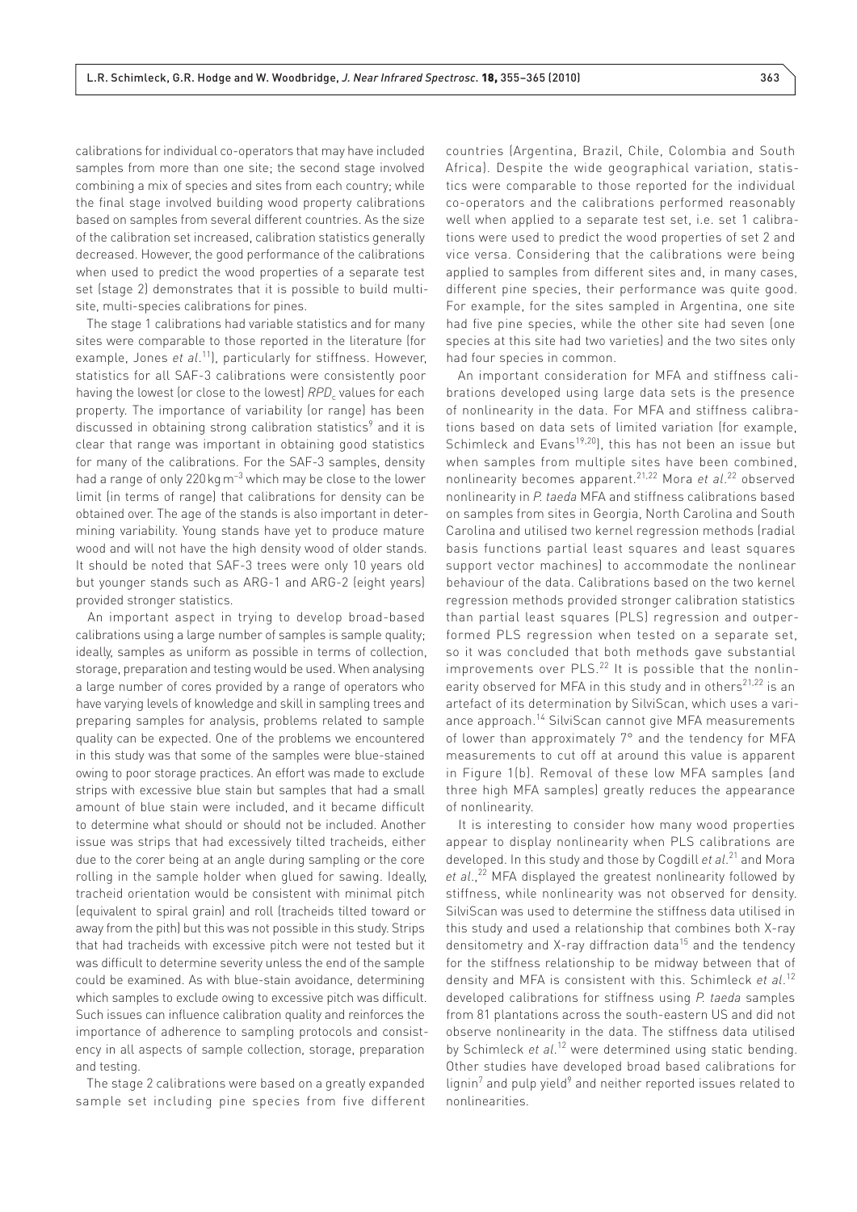calibrations for individual co-operators that may have included samples from more than one site; the second stage involved combining a mix of species and sites from each country; while the final stage involved building wood property calibrations based on samples from several different countries. As the size of the calibration set increased, calibration statistics generally decreased. However, the good performance of the calibrations when used to predict the wood properties of a separate test set (stage 2) demonstrates that it is possible to build multi-site, multi-species calibrations for pines.

The stage 1 calibrations had variable statistics and for many sites were comparable to those reported in the literature (for example, Jones *et al.*[11]), particularly for stiffness. However, statistics for all SAF-3 calibrations were consistently poor having the lowest (or close to the lowest) $RPD_c$ values for each property. The importance of variability (or range) has been discussed in obtaining strong calibration statistics[9] and it is clear that range was important in obtaining good statistics for many of the calibrations. For the SAF-3 samples, density had a range of only 220 kg m$^{-3}$ which may be close to the lower limit (in terms of range) that calibrations for density can be obtained over. The age of the stands is also important in determining variability. Young stands have yet to produce mature wood and will not have the high density wood of older stands. It should be noted that SAF-3 trees were only 10 years old but younger stands such as ARG-1 and ARG-2 (eight years) provided stronger statistics.

An important aspect in trying to develop broad-based calibrations using a large number of samples is sample quality; ideally, samples as uniform as possible in terms of collection, storage, preparation and testing would be used. When analysing a large number of cores provided by a range of operators who have varying levels of knowledge and skill in sampling trees and preparing samples for analysis, problems related to sample quality can be expected. One of the problems we encountered in this study was that some of the samples were blue-stained owing to poor storage practices. An effort was made to exclude strips with excessive blue stain but samples that had a small amount of blue stain were included, and it became difficult to determine what should or should not be included. Another issue was strips that had excessively tilted tracheids, either due to the corer being at an angle during sampling or the core rolling in the sample holder when glued for sawing. Ideally, tracheid orientation would be consistent with minimal pitch (equivalent to spiral grain) and roll (tracheids tilted toward or away from the pith) but this was not possible in this study. Strips that had tracheids with excessive pitch were not tested but it was difficult to determine severity unless the end of the sample could be examined. As with blue-stain avoidance, determining which samples to exclude owing to excessive pitch was difficult. Such issues can influence calibration quality and reinforces the importance of adherence to sampling protocols and consistency in all aspects of sample collection, storage, preparation and testing.

The stage 2 calibrations were based on a greatly expanded sample set including pine species from five different countries (Argentina, Brazil, Chile, Colombia and South Africa). Despite the wide geographical variation, statistics were comparable to those reported for the individual co-operators and the calibrations performed reasonably well when applied to a separate test set, i.e. set 1 calibrations were used to predict the wood properties of set 2 and vice versa. Considering that the calibrations were being applied to samples from different sites and, in many cases, different pine species, their performance was quite good. For example, for the sites sampled in Argentina, one site had five pine species, while the other site had seven (one species at this site had two varieties) and the two sites only had four species in common.

An important consideration for MFA and stiffness calibrations developed using large data sets is the presence of nonlinearity in the data. For MFA and stiffness calibrations based on data sets of limited variation (for example, Schimleck and Evans[19,20]), this has not been an issue but when samples from multiple sites have been combined, nonlinearity becomes apparent.[21,22] Mora *et al.*[22] observed nonlinearity in *P. taeda* MFA and stiffness calibrations based on samples from sites in Georgia, North Carolina and South Carolina and utilised two kernel regression methods (radial basis functions partial least squares and least squares support vector machines) to accommodate the nonlinear behaviour of the data. Calibrations based on the two kernel regression methods provided stronger calibration statistics than partial least squares (PLS) regression and outperformed PLS regression when tested on a separate set, so it was concluded that both methods gave substantial improvements over PLS.[22] It is possible that the nonlinearity observed for MFA in this study and in others[21,22] is an artefact of its determination by SilviScan, which uses a variance approach.[14] SilviScan cannot give MFA measurements of lower than approximately 7° and the tendency for MFA measurements to cut off at around this value is apparent in Figure 1(b). Removal of these low MFA samples (and three high MFA samples) greatly reduces the appearance of nonlinearity.

It is interesting to consider how many wood properties appear to display nonlinearity when PLS calibrations are developed. In this study and those by Cogdill *et al.*[21] and Mora *et al.*,[22] MFA displayed the greatest nonlinearity followed by stiffness, while nonlinearity was not observed for density. SilviScan was used to determine the stiffness data utilised in this study and used a relationship that combines both X-ray densitometry and X-ray diffraction data[15] and the tendency for the stiffness relationship to be midway between that of density and MFA is consistent with this. Schimleck *et al.*[12] developed calibrations for stiffness using *P. taeda* samples from 81 plantations across the south-eastern US and did not observe nonlinearity in the data. The stiffness data utilised by Schimleck *et al.*[12] were determined using static bending. Other studies have developed broad based calibrations for lignin[7] and pulp yield[9] and neither reported issues related to nonlinearities.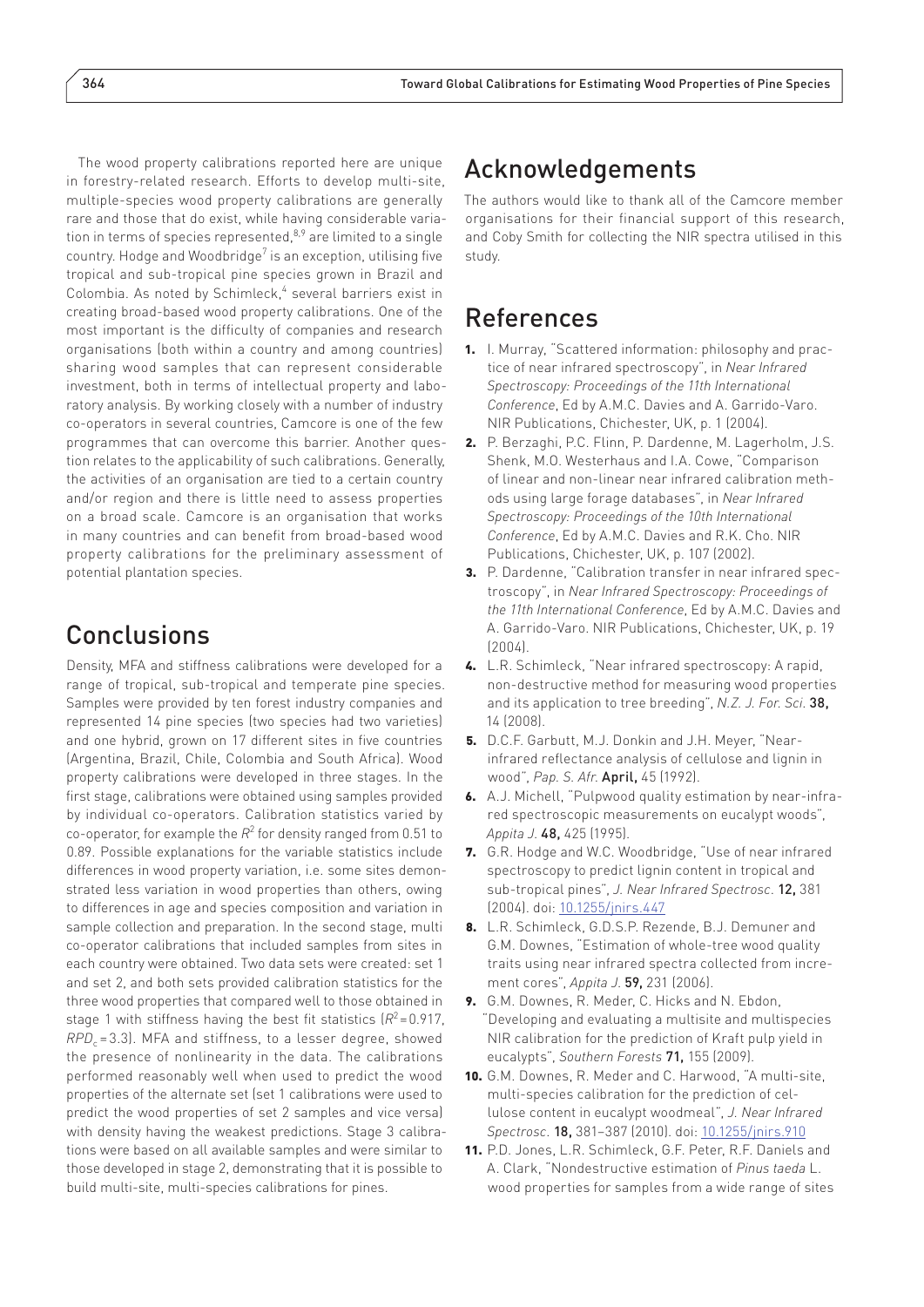The wood property calibrations reported here are unique in forestry-related research. Efforts to develop multi-site, multiple-species wood property calibrations are generally rare and those that do exist, while having considerable variation in terms of species represented,[8,9] are limited to a single country. Hodge and Woodbridge[7] is an exception, utilising five tropical and sub-tropical pine species grown in Brazil and Colombia. As noted by Schimleck,[4] several barriers exist in creating broad-based wood property calibrations. One of the most important is the difficulty of companies and research organisations (both within a country and among countries) sharing wood samples that can represent considerable investment, both in terms of intellectual property and laboratory analysis. By working closely with a number of industry co-operators in several countries, Camcore is one of the few programmes that can overcome this barrier. Another question relates to the applicability of such calibrations. Generally, the activities of an organisation are tied to a certain country and/or region and there is little need to assess properties on a broad scale. Camcore is an organisation that works in many countries and can benefit from broad-based wood property calibrations for the preliminary assessment of potential plantation species.

## Conclusions

Density, MFA and stiffness calibrations were developed for a range of tropical, sub-tropical and temperate pine species. Samples were provided by ten forest industry companies and represented 14 pine species (two species had two varieties) and one hybrid, grown on 17 different sites in five countries (Argentina, Brazil, Chile, Colombia and South Africa). Wood property calibrations were developed in three stages. In the first stage, calibrations were obtained using samples provided by individual co-operators. Calibration statistics varied by co-operator, for example the $R^2$ for density ranged from 0.51 to 0.89. Possible explanations for the variable statistics include differences in wood property variation, i.e. some sites demonstrated less variation in wood properties than others, owing to differences in age and species composition and variation in sample collection and preparation. In the second stage, multi co-operator calibrations that included samples from sites in each country were obtained. Two data sets were created: set 1 and set 2, and both sets provided calibration statistics for the three wood properties that compared well to those obtained in stage 1 with stiffness having the best fit statistics ($R^2 = 0.917$, $RPD_c = 3.3$). MFA and stiffness, to a lesser degree, showed the presence of nonlinearity in the data. The calibrations performed reasonably well when used to predict the wood properties of the alternate set (set 1 calibrations were used to predict the wood properties of set 2 samples and vice versa) with density having the weakest predictions. Stage 3 calibrations were based on all available samples and were similar to those developed in stage 2, demonstrating that it is possible to build multi-site, multi-species calibrations for pines.

## Acknowledgements

The authors would like to thank all of the Camcore member organisations for their financial support of this research, and Coby Smith for collecting the NIR spectra utilised in this study.

## References

1. I. Murray, "Scattered information: philosophy and practice of near infrared spectroscopy", in *Near Infrared Spectroscopy: Proceedings of the 11th International Conference*, Ed by A.M.C. Davies and A. Garrido-Varo. NIR Publications, Chichester, UK, p. 1 (2004).
2. P. Berzaghi, P.C. Flinn, P. Dardenne, M. Lagerholm, J.S. Shenk, M.O. Westerhaus and I.A. Cowe, "Comparison of linear and non-linear near infrared calibration methods using large forage databases", in *Near Infrared Spectroscopy: Proceedings of the 10th International Conference*, Ed by A.M.C. Davies and R.K. Cho. NIR Publications, Chichester, UK, p. 107 (2002).
3. P. Dardenne, "Calibration transfer in near infrared spectroscopy", in *Near Infrared Spectroscopy: Proceedings of the 11th International Conference*, Ed by A.M.C. Davies and A. Garrido-Varo. NIR Publications, Chichester, UK, p. 19 (2004).
4. L.R. Schimleck, "Near infrared spectroscopy: A rapid, non-destructive method for measuring wood properties and its application to tree breeding", *N.Z. J. For. Sci.* **38,** 14 (2008).
5. D.C.F. Garbutt, M.J. Donkin and J.H. Meyer, "Near-infrared reflectance analysis of cellulose and lignin in wood", *Pap. S. Afr.* **April,** 45 (1992).
6. A.J. Michell, "Pulpwood quality estimation by near-infrared spectroscopic measurements on eucalypt woods", *Appita J.* **48,** 425 (1995).
7. G.R. Hodge and W.C. Woodbridge, "Use of near infrared spectroscopy to predict lignin content in tropical and sub-tropical pines", *J. Near Infrared Spectrosc.* **12,** 381 (2004). doi: 10.1255/jnirs.447
8. L.R. Schimleck, G.D.S.P. Rezende, B.J. Demuner and G.M. Downes, "Estimation of whole-tree wood quality traits using near infrared spectra collected from increment cores", *Appita J.* **59,** 231 (2006).
9. G.M. Downes, R. Meder, C. Hicks and N. Ebdon, "Developing and evaluating a multisite and multispecies NIR calibration for the prediction of Kraft pulp yield in eucalypts", *Southern Forests* **71,** 155 (2009).
10. G.M. Downes, R. Meder and C. Harwood, "A multi-site, multi-species calibration for the prediction of cellulose content in eucalypt woodmeal", *J. Near Infrared Spectrosc.* **18,** 381–387 (2010). doi: 10.1255/jnirs.910
11. P.D. Jones, L.R. Schimleck, G.F. Peter, R.F. Daniels and A. Clark, "Nondestructive estimation of *Pinus taeda* L. wood properties for samples from a wide range of sites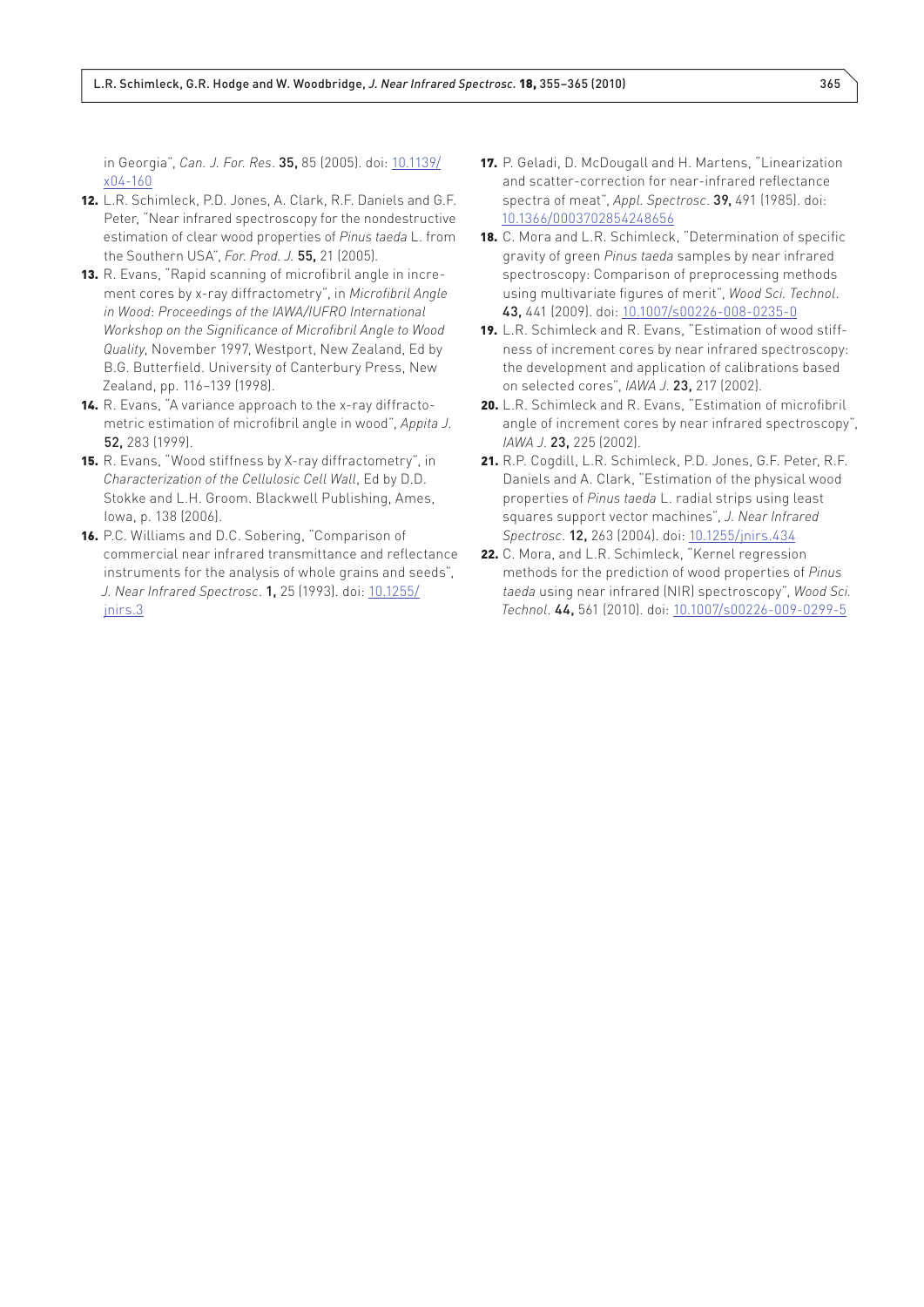in Georgia", *Can. J. For. Res.* **35,** 85 (2005). doi: 10.1139/x04-160

12. L.R. Schimleck, P.D. Jones, A. Clark, R.F. Daniels and G.F. Peter, "Near infrared spectroscopy for the nondestructive estimation of clear wood properties of *Pinus taeda* L. from the Southern USA", *For. Prod. J.* **55,** 21 (2005).
13. R. Evans, "Rapid scanning of microfibril angle in increment cores by x-ray diffractometry", in *Microfibril Angle in Wood: Proceedings of the IAWA/IUFRO International Workshop on the Significance of Microfibril Angle to Wood Quality*, November 1997, Westport, New Zealand, Ed by B.G. Butterfield. University of Canterbury Press, New Zealand, pp. 116–139 (1998).
14. R. Evans, "A variance approach to the x-ray diffractometric estimation of microfibril angle in wood", *Appita J.* **52,** 283 (1999).
15. R. Evans, "Wood stiffness by X-ray diffractometry", in *Characterization of the Cellulosic Cell Wall*, Ed by D.D. Stokke and L.H. Groom. Blackwell Publishing, Ames, Iowa, p. 138 (2006).
16. P.C. Williams and D.C. Sobering, "Comparison of commercial near infrared transmittance and reflectance instruments for the analysis of whole grains and seeds", *J. Near Infrared Spectrosc.* **1,** 25 (1993). doi: 10.1255/jnirs.3
17. P. Geladi, D. McDougall and H. Martens, "Linearization and scatter-correction for near-infrared reflectance spectra of meat", *Appl. Spectrosc.* **39,** 491 (1985). doi: 10.1366/0003702854248656
18. C. Mora and L.R. Schimleck, "Determination of specific gravity of green *Pinus taeda* samples by near infrared spectroscopy: Comparison of preprocessing methods using multivariate figures of merit", *Wood Sci. Technol.* **43,** 441 (2009). doi: 10.1007/s00226-008-0235-0
19. L.R. Schimleck and R. Evans, "Estimation of wood stiffness of increment cores by near infrared spectroscopy: the development and application of calibrations based on selected cores", *IAWA J.* **23,** 217 (2002).
20. L.R. Schimleck and R. Evans, "Estimation of microfibril angle of increment cores by near infrared spectroscopy", *IAWA J.* **23,** 225 (2002).
21. R.P. Cogdill, L.R. Schimleck, P.D. Jones, G.F. Peter, R.F. Daniels and A. Clark, "Estimation of the physical wood properties of *Pinus taeda* L. radial strips using least squares support vector machines", *J. Near Infrared Spectrosc.* **12,** 263 (2004). doi: 10.1255/jnirs.434
22. C. Mora, and L.R. Schimleck, "Kernel regression methods for the prediction of wood properties of *Pinus taeda* using near infrared (NIR) spectroscopy", *Wood Sci. Technol.* **44,** 561 (2010). doi: 10.1007/s00226-009-0299-5